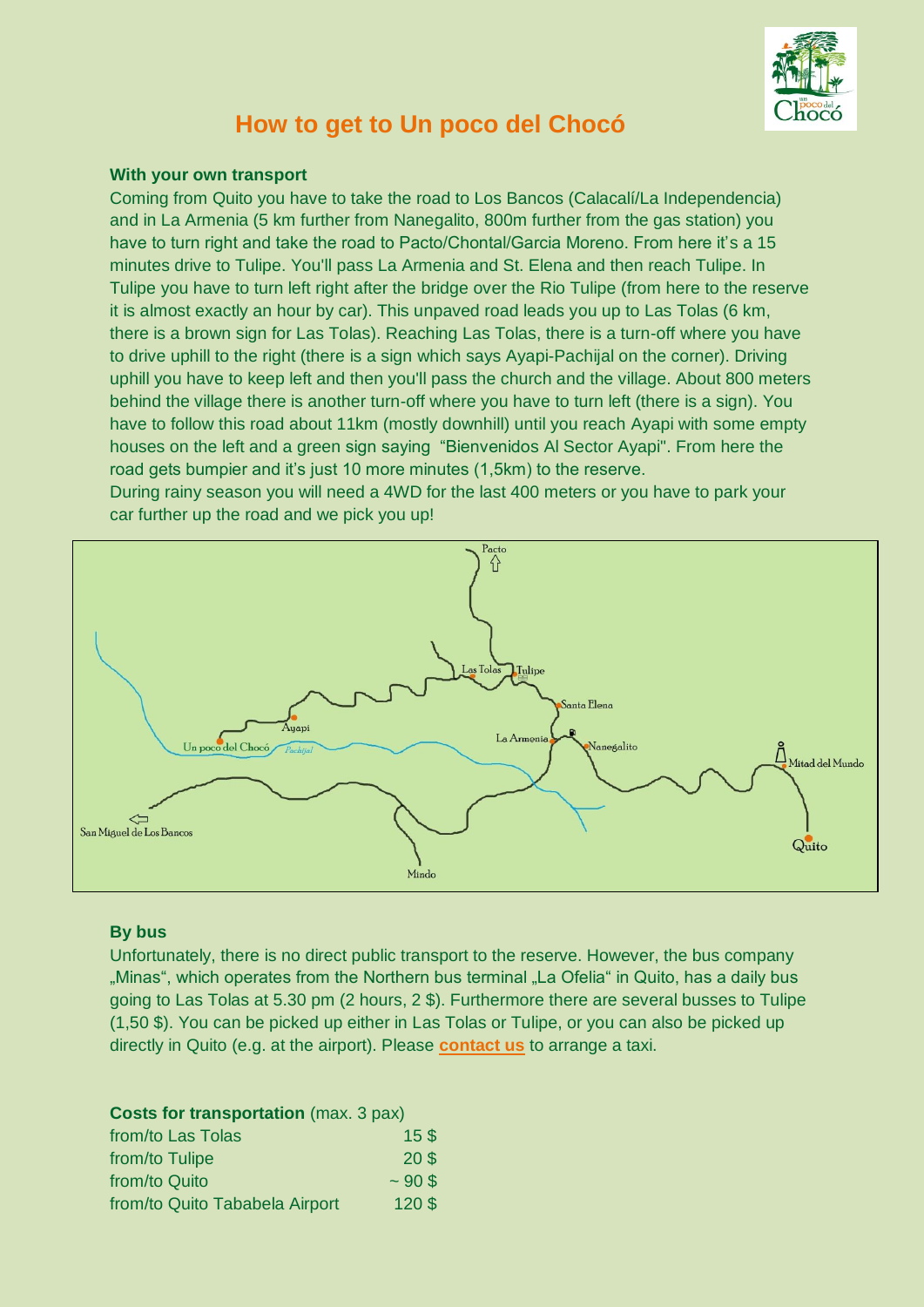# How to get to Un poco del Chocó

**With your own transport**

Coming from Quito you have to take the road to Los Bancos (Calacalí/La Independencia) and in La Armenia (5 km further from Nanegalito, 800m further from the gas station) you have to turn right and take the road to Pacto/Chontal/Garcia Moreno. From here it's a 15 minutes drive to Tulipe. You'll pass La Armenia and St. Elena and then reach Tulipe. In Tulipe you have to turn left right after the bridge over the Rio Tulipe (from here to the reserve it is almost exactly an hour by car). This unpaved road leads you up to Las Tolas (6 km, there is a brown sign for Las Tolas). Reaching Las Tolas, there is a turn-off where you have to drive uphill to the right (there is a sign which says Ayapi-Pachijal on the corner). Driving uphill you have to keep left and then you'll pass the church and the village. About 800 meters behind the village there is another turn-off where you have to turn left (there is a sign). You have to follow this road about 11km (mostly downhill) until you reach Ayapi with some empty houses on the left and a green sign saying "Bienvenidos Al Sector Ayapi". From here the road gets bumpier and it's just 10 more minutes (1,5km) to the reserve.

During rainy season you will need a 4WD for the last 400 meters or you have to park your car further up the road and we pick you up!

Pacto, Las Tolas, Tulipe, Santa Elena, Ayapi, La Armenia, Nanegalito, Un poco del Chocó, Pachijal, Mitad del Mundo, San Miguel de Los Bancos, Quito, Mindo

**By bus**

Unfortunately, there is no direct public transport to the reserve. However, the bus company „Minas", which operates from the Northern bus terminal „La Ofelia" in Quito, has a daily bus going to Las Tolas at 5.30 pm (2 hours, 2 $). Furthermore there are several busses to Tulipe (1,50 $). You can be picked up either in Las Tolas or Tulipe, or you can also be picked up directly in Quito (e.g. at the airport). Please **contact us** to arrange a taxi.

| **Costs for transportation** (max. 3 pax) | |
|---|---|
| from/to Las Tolas | 15 $ |
| from/to Tulipe | 20 $ |
| from/to Quito | ~ 90 $ |
| from/to Quito Tababela Airport | 120 $ |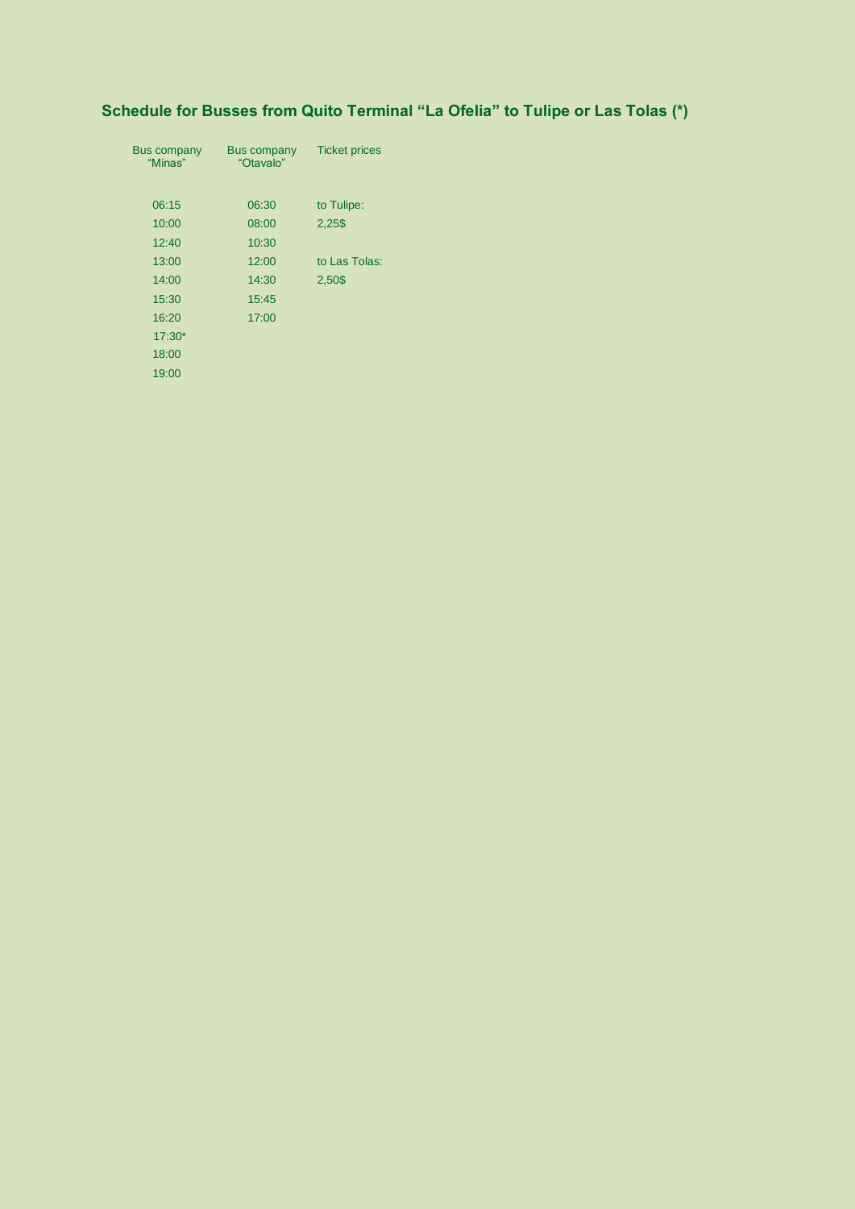## Schedule for Busses from Quito Terminal "La Ofelia" to Tulipe or Las Tolas (*)

| Bus company "Minas" | Bus company "Otavalo" | Ticket prices |
|---|---|---|
| 06:15 | 06:30 | to Tulipe: |
| 10:00 | 08:00 | 2,25$ |
| 12:40 | 10:30 | |
| 13:00 | 12:00 | to Las Tolas: |
| 14:00 | 14:30 | 2,50$ |
| 15:30 | 15:45 | |
| 16:20 | 17:00 | |
| 17:30* | | |
| 18:00 | | |
| 19:00 | | |